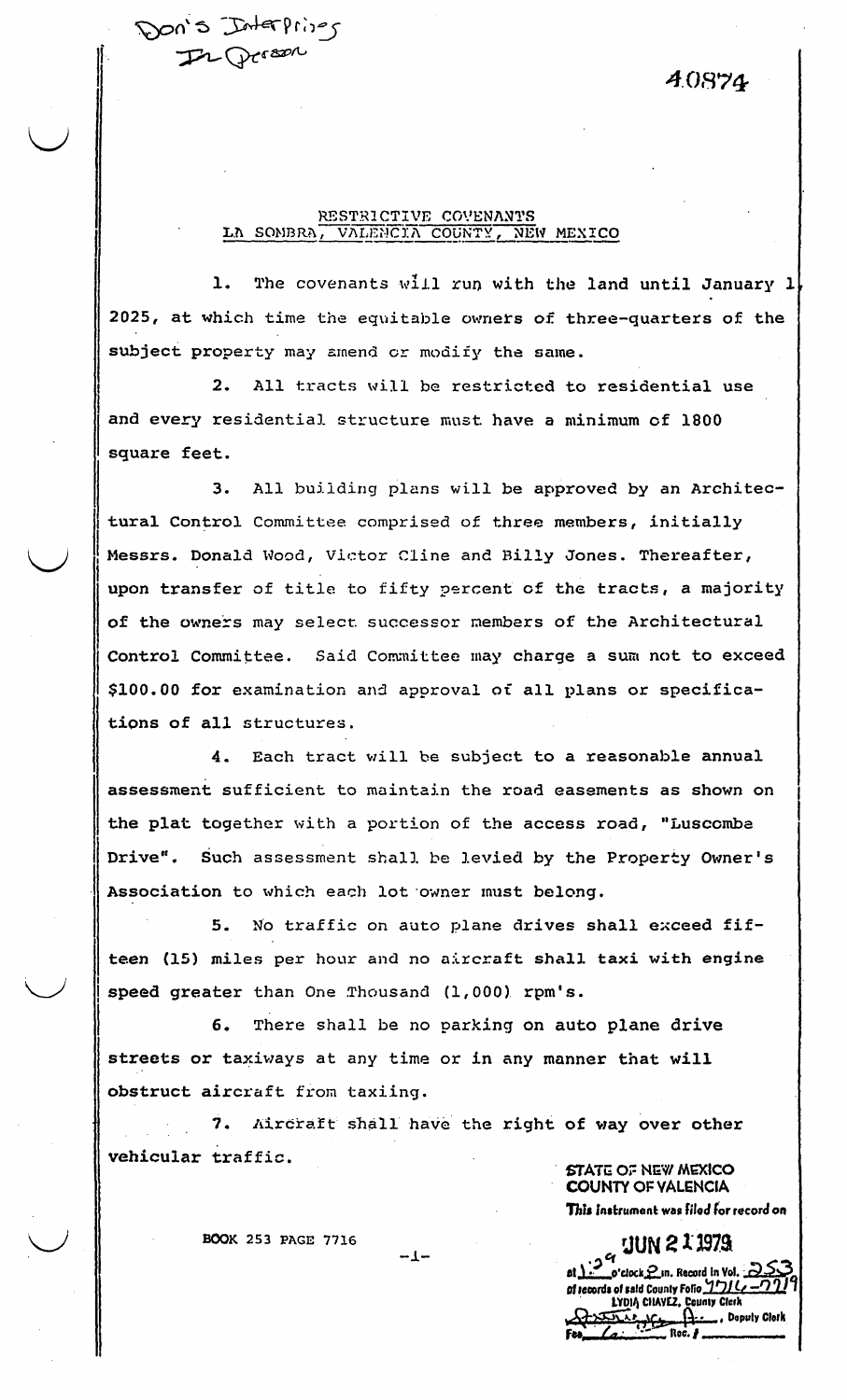Don's Interprises
In Person

40874

## RESTRICTIVE COVENANTS
## LA SOMBRA, VALENCIA COUNTY, NEW MEXICO

1. The covenants will run with the land until January 1, 2025, at which time the equitable owners of three-quarters of the subject property may amend or modify the same.

2. All tracts will be restricted to residential use and every residential structure must have a minimum of 1800 square feet.

3. All building plans will be approved by an Architectural Control Committee comprised of three members, initially Messrs. Donald Wood, Victor Cline and Billy Jones. Thereafter, upon transfer of title to fifty percent of the tracts, a majority of the owners may select successor members of the Architectural Control Committee. Said Committee may charge a sum not to exceed $100.00 for examination and approval of all plans or specifications of all structures.

4. Each tract will be subject to a reasonable annual assessment sufficient to maintain the road easements as shown on the plat together with a portion of the access road, "Luscombe Drive". Such assessment shall be levied by the Property Owner's Association to which each lot owner must belong.

5. No traffic on auto plane drives shall exceed fifteen (15) miles per hour and no aircraft shall taxi with engine speed greater than One Thousand (1,000) rpm's.

6. There shall be no parking on auto plane drive streets or taxiways at any time or in any manner that will obstruct aircraft from taxiing.

7. Aircraft shall have the right of way over other vehicular traffic.

BOOK 253 PAGE 7716

STATE OF NEW MEXICO
COUNTY OF VALENCIA
This instrument was filed for record on
JUN 21 1979
at 1:29 o'clock P m. Record in Vol. 253
of records of said County Folio 7716-7719
LYDIA CHAVEZ, County Clerk
__________, Deputy Clerk
Fee 6 Rec. # ________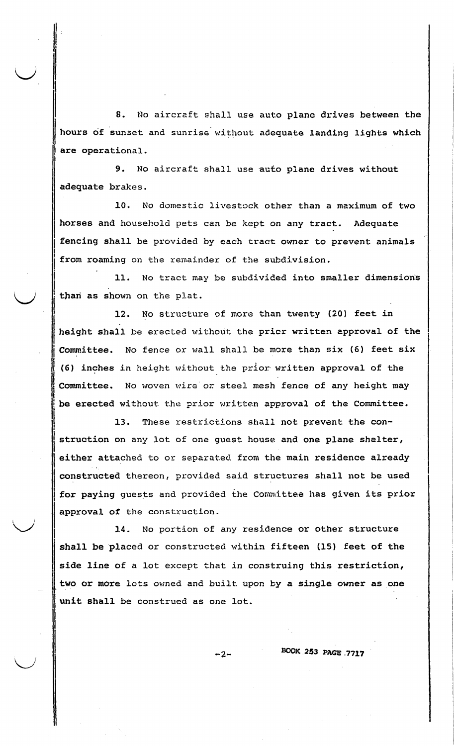8. No aircraft shall use auto plane drives between the hours of sunset and sunrise without adequate landing lights which are operational.

9. No aircraft shall use auto plane drives without adequate brakes.

10. No domestic livestock other than a maximum of two horses and household pets can be kept on any tract. Adequate fencing shall be provided by each tract owner to prevent animals from roaming on the remainder of the subdivision.

11. No tract may be subdivided into smaller dimensions than as shown on the plat.

12. No structure of more than twenty (20) feet in height shall be erected without the prior written approval of the Committee. No fence or wall shall be more than six (6) feet six (6) inches in height without the prior written approval of the Committee. No woven wire or steel mesh fence of any height may be erected without the prior written approval of the Committee.

13. These restrictions shall not prevent the construction on any lot of one guest house and one plane shelter, either attached to or separated from the main residence already constructed thereon, provided said structures shall not be used for paying guests and provided the Committee has given its prior approval of the construction.

14. No portion of any residence or other structure shall be placed or constructed within fifteen (15) feet of the side line of a lot except that in construing this restriction, two or more lots owned and built upon by a single owner as one unit shall be construed as one lot.

BOOK 253 PAGE 7717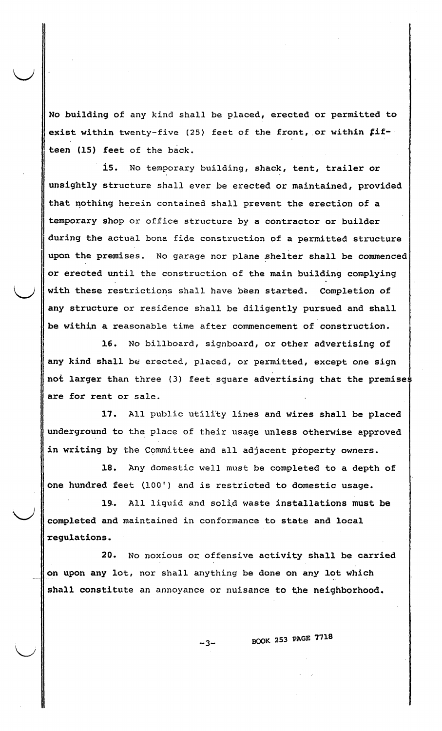No building of any kind shall be placed, erected or permitted to exist within twenty-five (25) feet of the front, or within fifteen (15) feet of the back.

15. No temporary building, shack, tent, trailer or unsightly structure shall ever be erected or maintained, provided that nothing herein contained shall prevent the erection of a temporary shop or office structure by a contractor or builder during the actual bona fide construction of a permitted structure upon the premises. No garage nor plane shelter shall be commenced or erected until the construction of the main building complying with these restrictions shall have been started. Completion of any structure or residence shall be diligently pursued and shall be within a reasonable time after commencement of construction.

16. No billboard, signboard, or other advertising of any kind shall be erected, placed, or permitted, except one sign not larger than three (3) feet square advertising that the premises are for rent or sale.

17. All public utility lines and wires shall be placed underground to the place of their usage unless otherwise approved in writing by the Committee and all adjacent property owners.

18. Any domestic well must be completed to a depth of one hundred feet (100') and is restricted to domestic usage.

19. All liquid and solid waste installations must be completed and maintained in conformance to state and local regulations.

20. No noxious or offensive activity shall be carried on upon any lot, nor shall anything be done on any lot which shall constitute an annoyance or nuisance to the neighborhood.

BOOK 253 PAGE 7718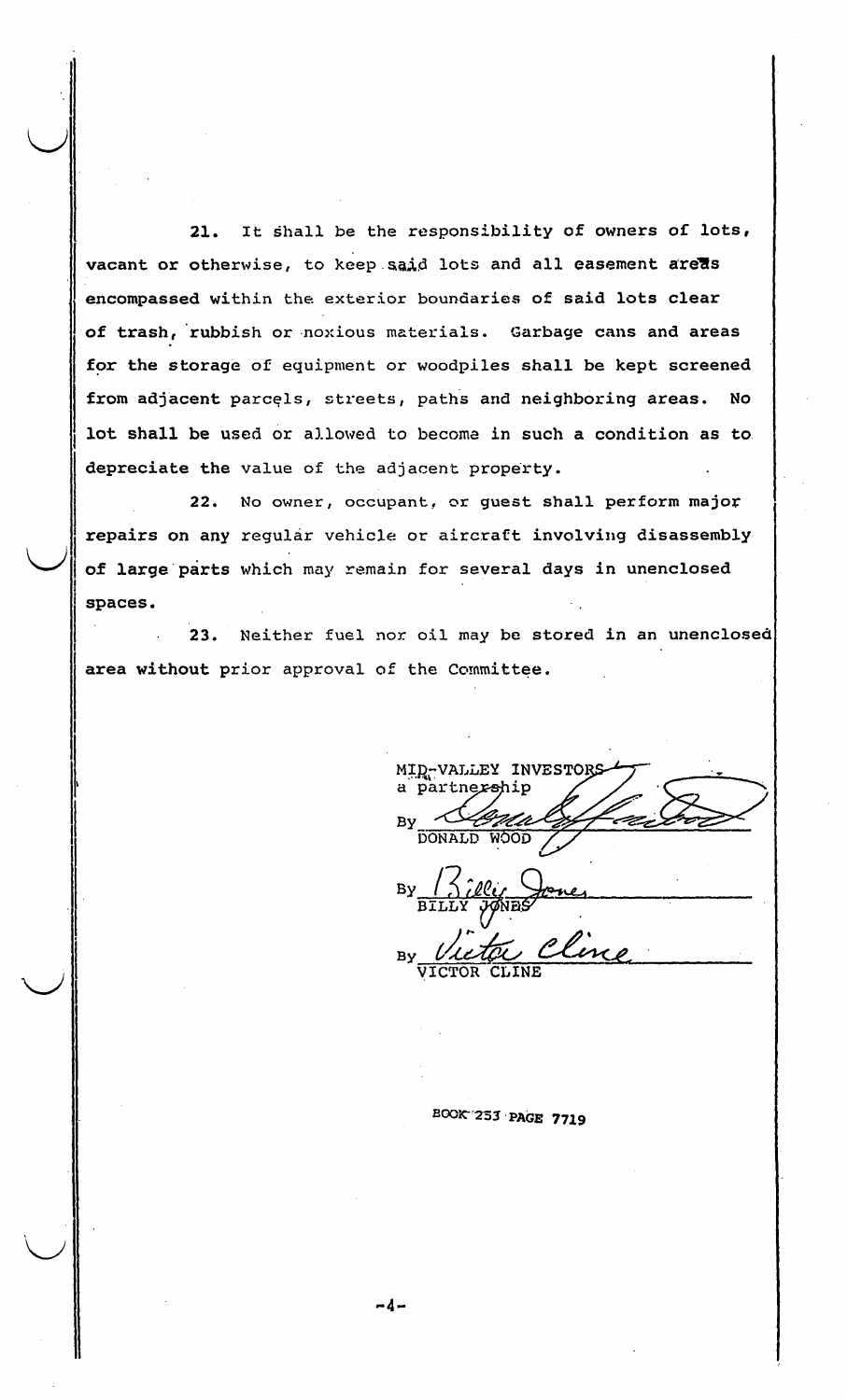21. It shall be the responsibility of owners of lots, vacant or otherwise, to keep said lots and all easement areas encompassed within the exterior boundaries of said lots clear of trash, rubbish or noxious materials. Garbage cans and areas for the storage of equipment or woodpiles shall be kept screened from adjacent parcels, streets, paths and neighboring areas. No lot shall be used or allowed to become in such a condition as to depreciate the value of the adjacent property.

22. No owner, occupant, or guest shall perform major repairs on any regular vehicle or aircraft involving disassembly of large parts which may remain for several days in unenclosed spaces.

23. Neither fuel nor oil may be stored in an unenclosed area without prior approval of the Committee.

MID-VALLEY INVESTORS
a partnership

By _Donald Wood_
DONALD WOOD

By _Billy Jones_
BILLY JONES

By _Victor Cline_
VICTOR CLINE

BOOK 253 PAGE 7719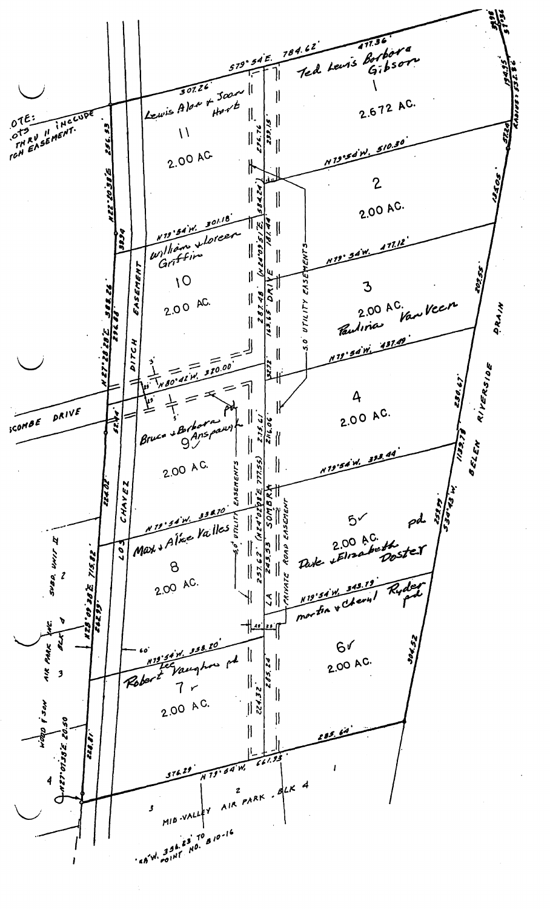NOTE:
LOTS 1 THRU 11 INCLUDE
DITCH EASEMENT.

S79°54'E. 784.62'

477.36'

307.26'

Ted Lewis Barbara Gibson

1

2.672 AC.

Lewis Alan & Joan Hart

11

2.00 AC.

N22°20'38"E 256.53

276.76'

293.15'

N79°54'W. 510.30'

2

2.00 AC.

584.24'

(N24°09'51"E)

181.44'

N79°54'W. 301.18'

William & Loreen Griffin

10

2.00 AC.

N79°54'W. 477.12'

3

2.00 AC.

Paulina Van Veen

N27°28'28"E 388.26

296.88

287.48

163.65'

DRIVE

5.0' UTILITY EASEMENTS

DITCH EASEMENT

N80°42'W. 320.00'

N79°54'W. 437.49'

4

2.00 AC.

COMBE DRIVE

Bruce & Barbara Anspaugh pd

9

2.00 AC.

215.61'

216.06'

(N24°02'02"E 777.55)

5.0' UTILITY EASEMENTS

N79°54'W. 393.44'

5 pd

2.00 AC.

Dale & Elizabeth Doster

N79°54'W. 338.70'

Max & Alice Valles

8

2.00 AC.

LOS CHAVEZ

SOMBRA

PRIVATE ROAD EASEMENT

257.62'

243.53'

LA

N79°54'W. 343.79'

martin & Cheryl Ryder pd

6

2.00 AC.

N28°09'38"E 715.82'

262.99'

SUBD. UNIT II

2

AIR PARK INC. BLK 4

3

N79°54'W. 358.20'

Robert Lee Vaughn pd

7

2.00 AC.

205.24

224.32

WOOD I SON

N27°07'35"E 20.50

4

226.81'

376.29'

N79°54'W. 661.93'

285.64'

1

2

3

MID-VALLEY AIR PARK BLK 4

S8°W. 336.83' TO POINT NO. B10-16

1

BELEN RIVERSIDE DRAIN

S36°43'W.

1139.78'

250.67'

259.99'

209.55'

135.05'

304.52

194.95'

RADIUS = 5312.86'

57.24

59.36